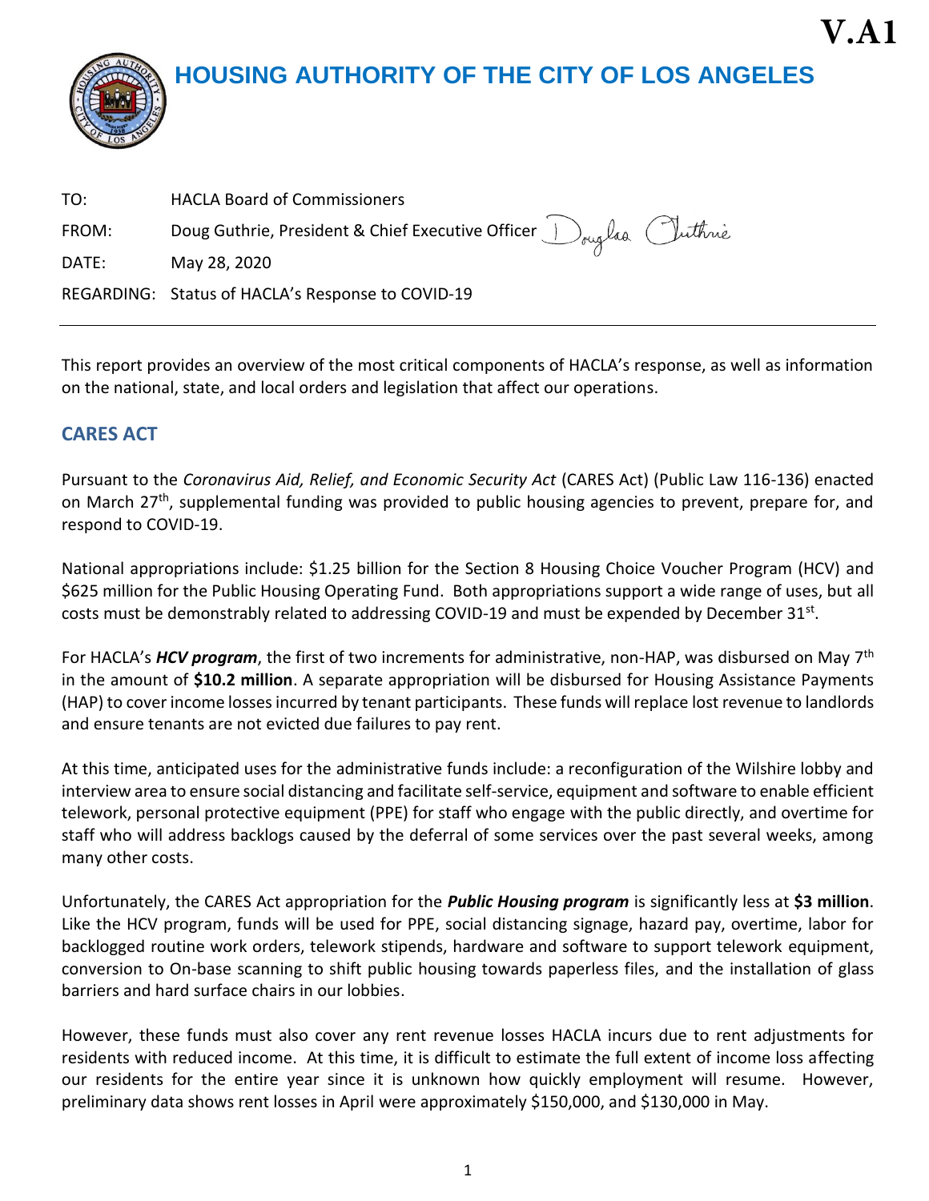V.A1

# HOUSING AUTHORITY OF THE CITY OF LOS ANGELES

TO: HACLA Board of Commissioners

FROM: Doug Guthrie, President & Chief Executive Officer

DATE: May 28, 2020

REGARDING: Status of HACLA's Response to COVID-19

---

This report provides an overview of the most critical components of HACLA's response, as well as information on the national, state, and local orders and legislation that affect our operations.

## CARES ACT

Pursuant to the *Coronavirus Aid, Relief, and Economic Security Act* (CARES Act) (Public Law 116-136) enacted on March 27th, supplemental funding was provided to public housing agencies to prevent, prepare for, and respond to COVID-19.

National appropriations include: $1.25 billion for the Section 8 Housing Choice Voucher Program (HCV) and $625 million for the Public Housing Operating Fund. Both appropriations support a wide range of uses, but all costs must be demonstrably related to addressing COVID-19 and must be expended by December 31st.

For HACLA's ***HCV program***, the first of two increments for administrative, non-HAP, was disbursed on May 7th in the amount of **$10.2 million**. A separate appropriation will be disbursed for Housing Assistance Payments (HAP) to cover income losses incurred by tenant participants. These funds will replace lost revenue to landlords and ensure tenants are not evicted due failures to pay rent.

At this time, anticipated uses for the administrative funds include: a reconfiguration of the Wilshire lobby and interview area to ensure social distancing and facilitate self-service, equipment and software to enable efficient telework, personal protective equipment (PPE) for staff who engage with the public directly, and overtime for staff who will address backlogs caused by the deferral of some services over the past several weeks, among many other costs.

Unfortunately, the CARES Act appropriation for the ***Public Housing program*** is significantly less at **$3 million**. Like the HCV program, funds will be used for PPE, social distancing signage, hazard pay, overtime, labor for backlogged routine work orders, telework stipends, hardware and software to support telework equipment, conversion to On-base scanning to shift public housing towards paperless files, and the installation of glass barriers and hard surface chairs in our lobbies.

However, these funds must also cover any rent revenue losses HACLA incurs due to rent adjustments for residents with reduced income. At this time, it is difficult to estimate the full extent of income loss affecting our residents for the entire year since it is unknown how quickly employment will resume. However, preliminary data shows rent losses in April were approximately $150,000, and $130,000 in May.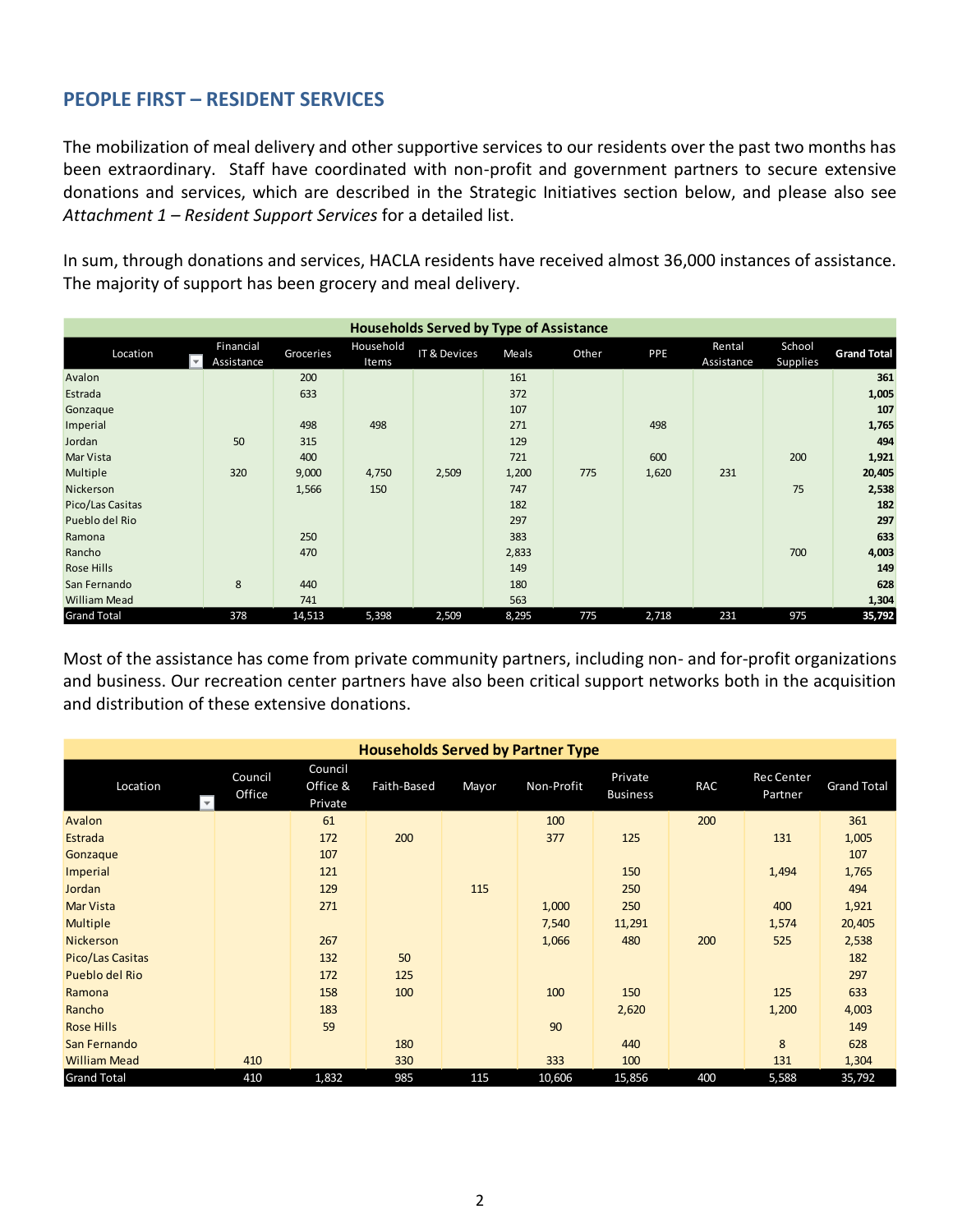## PEOPLE FIRST – RESIDENT SERVICES

The mobilization of meal delivery and other supportive services to our residents over the past two months has been extraordinary. Staff have coordinated with non-profit and government partners to secure extensive donations and services, which are described in the Strategic Initiatives section below, and please also see *Attachment 1 – Resident Support Services* for a detailed list.

In sum, through donations and services, HACLA residents have received almost 36,000 instances of assistance. The majority of support has been grocery and meal delivery.

**Households Served by Type of Assistance**

| Location | Financial Assistance | Groceries | Household Items | IT & Devices | Meals | Other | PPE | Rental Assistance | School Supplies | Grand Total |
|---|---|---|---|---|---|---|---|---|---|---|
| Avalon | | 200 | | | 161 | | | | | **361** |
| Estrada | | 633 | | | 372 | | | | | **1,005** |
| Gonzaque | | | | | 107 | | | | | **107** |
| Imperial | | 498 | 498 | | 271 | | 498 | | | **1,765** |
| Jordan | 50 | 315 | | | 129 | | | | | **494** |
| Mar Vista | | 400 | | | 721 | | 600 | | 200 | **1,921** |
| Multiple | 320 | 9,000 | 4,750 | 2,509 | 1,200 | 775 | 1,620 | 231 | | **20,405** |
| Nickerson | | 1,566 | 150 | | 747 | | | | 75 | **2,538** |
| Pico/Las Casitas | | | | | 182 | | | | | **182** |
| Pueblo del Rio | | | | | 297 | | | | | **297** |
| Ramona | | 250 | | | 383 | | | | | **633** |
| Rancho | | 470 | | | 2,833 | | | | 700 | **4,003** |
| Rose Hills | | | | | 149 | | | | | **149** |
| San Fernando | 8 | 440 | | | 180 | | | | | **628** |
| William Mead | | 741 | | | 563 | | | | | **1,304** |
| Grand Total | 378 | 14,513 | 5,398 | 2,509 | 8,295 | 775 | 2,718 | 231 | 975 | **35,792** |

Most of the assistance has come from private community partners, including non- and for-profit organizations and business. Our recreation center partners have also been critical support networks both in the acquisition and distribution of these extensive donations.

**Households Served by Partner Type**

| Location | Council Office | Council Office & Private | Faith-Based | Mayor | Non-Profit | Private Business | RAC | Rec Center Partner | Grand Total |
|---|---|---|---|---|---|---|---|---|---|
| Avalon | | 61 | | | 100 | | 200 | | 361 |
| Estrada | | 172 | 200 | | 377 | 125 | | 131 | 1,005 |
| Gonzaque | | 107 | | | | | | | 107 |
| Imperial | | 121 | | | | 150 | | 1,494 | 1,765 |
| Jordan | | 129 | | 115 | | 250 | | | 494 |
| Mar Vista | | 271 | | | 1,000 | 250 | | 400 | 1,921 |
| Multiple | | | | | 7,540 | 11,291 | | 1,574 | 20,405 |
| Nickerson | | 267 | | | 1,066 | 480 | 200 | 525 | 2,538 |
| Pico/Las Casitas | | 132 | 50 | | | | | | 182 |
| Pueblo del Rio | | 172 | 125 | | | | | | 297 |
| Ramona | | 158 | 100 | | 100 | 150 | | 125 | 633 |
| Rancho | | 183 | | | | 2,620 | | 1,200 | 4,003 |
| Rose Hills | | 59 | | | 90 | | | | 149 |
| San Fernando | | | 180 | | | 440 | | 8 | 628 |
| William Mead | 410 | | 330 | | 333 | 100 | | 131 | 1,304 |
| Grand Total | 410 | 1,832 | 985 | 115 | 10,606 | 15,856 | 400 | 5,588 | 35,792 |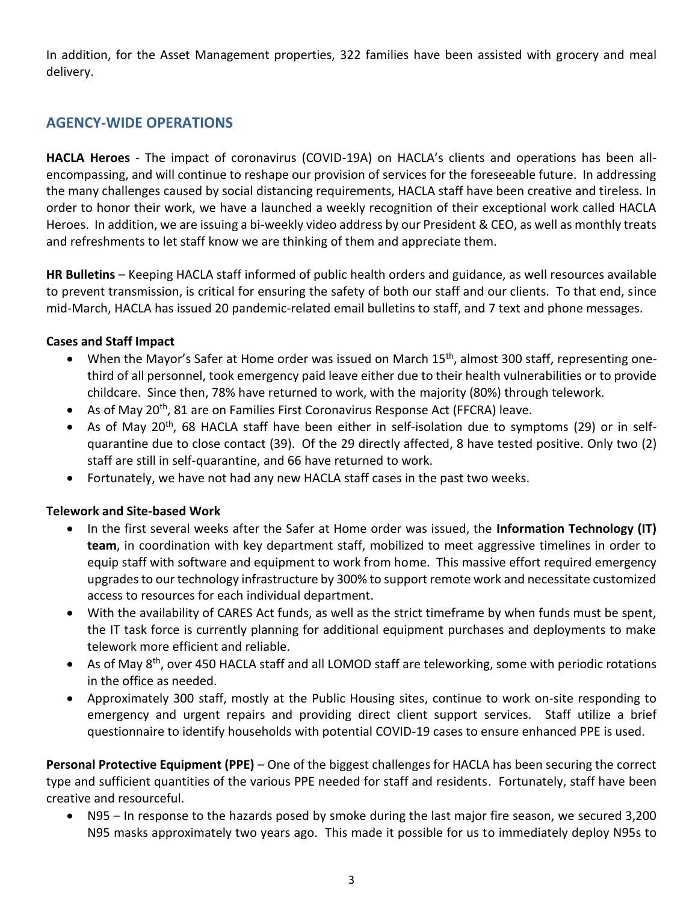In addition, for the Asset Management properties, 322 families have been assisted with grocery and meal delivery.

## AGENCY-WIDE OPERATIONS

**HACLA Heroes** - The impact of coronavirus (COVID-19A) on HACLA's clients and operations has been all-encompassing, and will continue to reshape our provision of services for the foreseeable future. In addressing the many challenges caused by social distancing requirements, HACLA staff have been creative and tireless. In order to honor their work, we have a launched a weekly recognition of their exceptional work called HACLA Heroes. In addition, we are issuing a bi-weekly video address by our President & CEO, as well as monthly treats and refreshments to let staff know we are thinking of them and appreciate them.

**HR Bulletins** – Keeping HACLA staff informed of public health orders and guidance, as well resources available to prevent transmission, is critical for ensuring the safety of both our staff and our clients. To that end, since mid-March, HACLA has issued 20 pandemic-related email bulletins to staff, and 7 text and phone messages.

**Cases and Staff Impact**

- When the Mayor's Safer at Home order was issued on March 15th, almost 300 staff, representing one-third of all personnel, took emergency paid leave either due to their health vulnerabilities or to provide childcare. Since then, 78% have returned to work, with the majority (80%) through telework.
- As of May 20th, 81 are on Families First Coronavirus Response Act (FFCRA) leave.
- As of May 20th, 68 HACLA staff have been either in self-isolation due to symptoms (29) or in self-quarantine due to close contact (39). Of the 29 directly affected, 8 have tested positive. Only two (2) staff are still in self-quarantine, and 66 have returned to work.
- Fortunately, we have not had any new HACLA staff cases in the past two weeks.

**Telework and Site-based Work**

- In the first several weeks after the Safer at Home order was issued, the **Information Technology (IT) team**, in coordination with key department staff, mobilized to meet aggressive timelines in order to equip staff with software and equipment to work from home. This massive effort required emergency upgrades to our technology infrastructure by 300% to support remote work and necessitate customized access to resources for each individual department.
- With the availability of CARES Act funds, as well as the strict timeframe by when funds must be spent, the IT task force is currently planning for additional equipment purchases and deployments to make telework more efficient and reliable.
- As of May 8th, over 450 HACLA staff and all LOMOD staff are teleworking, some with periodic rotations in the office as needed.
- Approximately 300 staff, mostly at the Public Housing sites, continue to work on-site responding to emergency and urgent repairs and providing direct client support services. Staff utilize a brief questionnaire to identify households with potential COVID-19 cases to ensure enhanced PPE is used.

**Personal Protective Equipment (PPE)** – One of the biggest challenges for HACLA has been securing the correct type and sufficient quantities of the various PPE needed for staff and residents. Fortunately, staff have been creative and resourceful.

- N95 – In response to the hazards posed by smoke during the last major fire season, we secured 3,200 N95 masks approximately two years ago. This made it possible for us to immediately deploy N95s to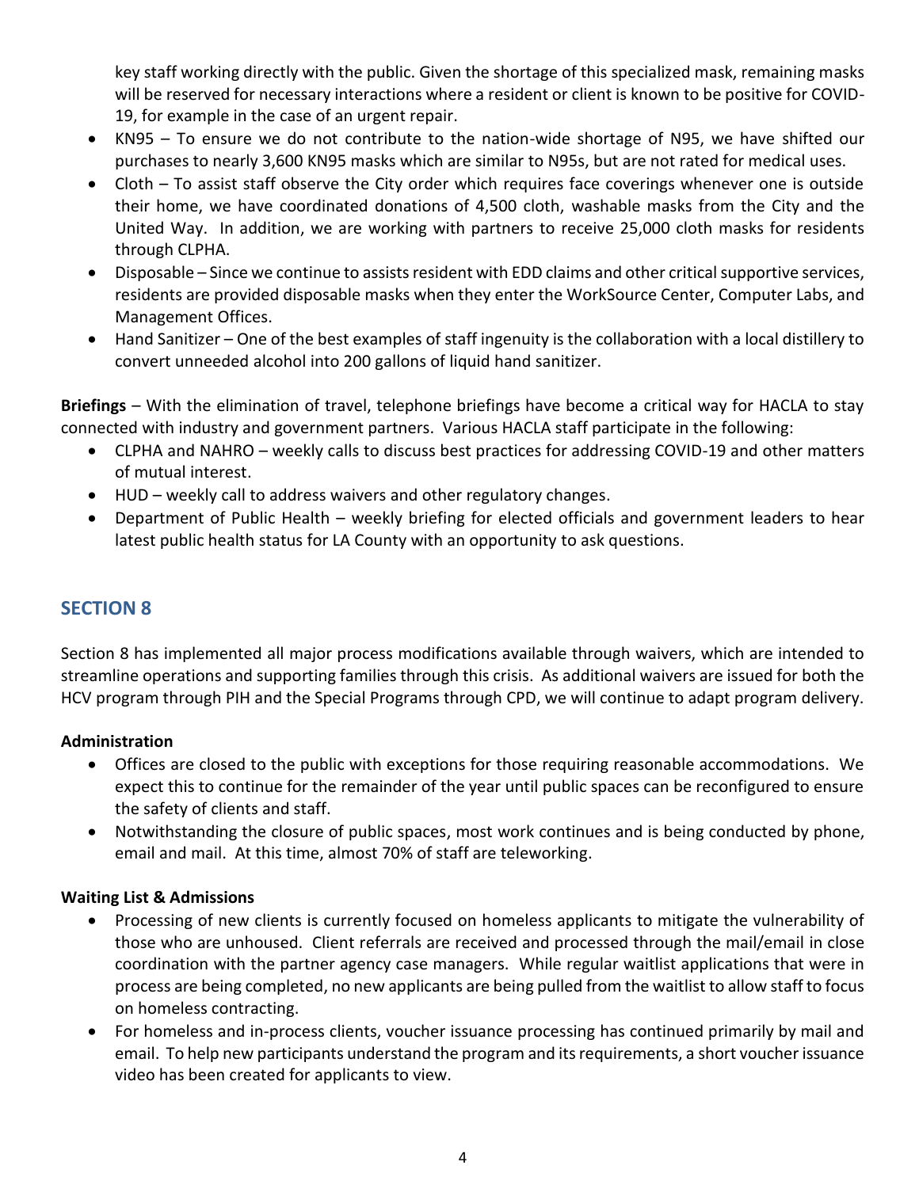key staff working directly with the public. Given the shortage of this specialized mask, remaining masks will be reserved for necessary interactions where a resident or client is known to be positive for COVID-19, for example in the case of an urgent repair.

- KN95 – To ensure we do not contribute to the nation-wide shortage of N95, we have shifted our purchases to nearly 3,600 KN95 masks which are similar to N95s, but are not rated for medical uses.
- Cloth – To assist staff observe the City order which requires face coverings whenever one is outside their home, we have coordinated donations of 4,500 cloth, washable masks from the City and the United Way. In addition, we are working with partners to receive 25,000 cloth masks for residents through CLPHA.
- Disposable – Since we continue to assists resident with EDD claims and other critical supportive services, residents are provided disposable masks when they enter the WorkSource Center, Computer Labs, and Management Offices.
- Hand Sanitizer – One of the best examples of staff ingenuity is the collaboration with a local distillery to convert unneeded alcohol into 200 gallons of liquid hand sanitizer.

**Briefings** – With the elimination of travel, telephone briefings have become a critical way for HACLA to stay connected with industry and government partners. Various HACLA staff participate in the following:

- CLPHA and NAHRO – weekly calls to discuss best practices for addressing COVID-19 and other matters of mutual interest.
- HUD – weekly call to address waivers and other regulatory changes.
- Department of Public Health – weekly briefing for elected officials and government leaders to hear latest public health status for LA County with an opportunity to ask questions.

## SECTION 8

Section 8 has implemented all major process modifications available through waivers, which are intended to streamline operations and supporting families through this crisis. As additional waivers are issued for both the HCV program through PIH and the Special Programs through CPD, we will continue to adapt program delivery.

**Administration**

- Offices are closed to the public with exceptions for those requiring reasonable accommodations. We expect this to continue for the remainder of the year until public spaces can be reconfigured to ensure the safety of clients and staff.
- Notwithstanding the closure of public spaces, most work continues and is being conducted by phone, email and mail. At this time, almost 70% of staff are teleworking.

**Waiting List & Admissions**

- Processing of new clients is currently focused on homeless applicants to mitigate the vulnerability of those who are unhoused. Client referrals are received and processed through the mail/email in close coordination with the partner agency case managers. While regular waitlist applications that were in process are being completed, no new applicants are being pulled from the waitlist to allow staff to focus on homeless contracting.
- For homeless and in-process clients, voucher issuance processing has continued primarily by mail and email. To help new participants understand the program and its requirements, a short voucher issuance video has been created for applicants to view.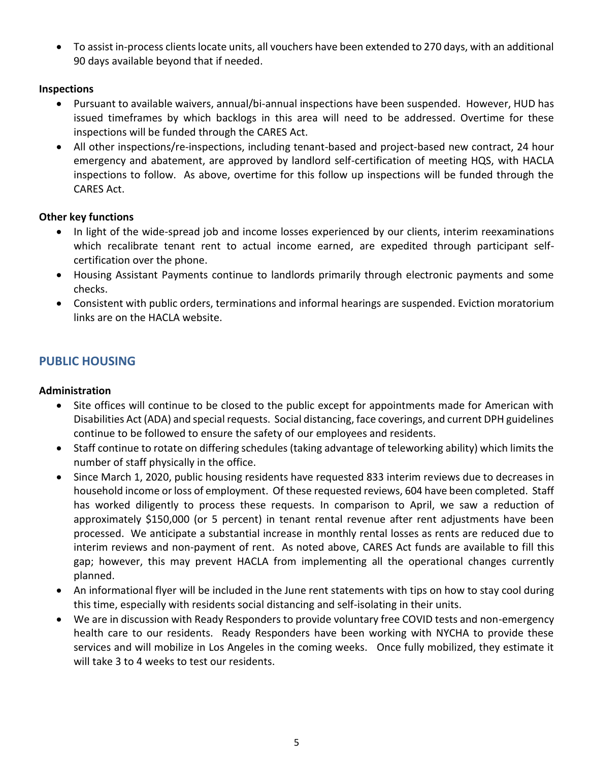- To assist in-process clients locate units, all vouchers have been extended to 270 days, with an additional 90 days available beyond that if needed.

**Inspections**

- Pursuant to available waivers, annual/bi-annual inspections have been suspended. However, HUD has issued timeframes by which backlogs in this area will need to be addressed. Overtime for these inspections will be funded through the CARES Act.
- All other inspections/re-inspections, including tenant-based and project-based new contract, 24 hour emergency and abatement, are approved by landlord self-certification of meeting HQS, with HACLA inspections to follow. As above, overtime for this follow up inspections will be funded through the CARES Act.

**Other key functions**

- In light of the wide-spread job and income losses experienced by our clients, interim reexaminations which recalibrate tenant rent to actual income earned, are expedited through participant self-certification over the phone.
- Housing Assistant Payments continue to landlords primarily through electronic payments and some checks.
- Consistent with public orders, terminations and informal hearings are suspended. Eviction moratorium links are on the HACLA website.

## PUBLIC HOUSING

**Administration**

- Site offices will continue to be closed to the public except for appointments made for American with Disabilities Act (ADA) and special requests. Social distancing, face coverings, and current DPH guidelines continue to be followed to ensure the safety of our employees and residents.
- Staff continue to rotate on differing schedules (taking advantage of teleworking ability) which limits the number of staff physically in the office.
- Since March 1, 2020, public housing residents have requested 833 interim reviews due to decreases in household income or loss of employment. Of these requested reviews, 604 have been completed. Staff has worked diligently to process these requests. In comparison to April, we saw a reduction of approximately $150,000 (or 5 percent) in tenant rental revenue after rent adjustments have been processed. We anticipate a substantial increase in monthly rental losses as rents are reduced due to interim reviews and non-payment of rent. As noted above, CARES Act funds are available to fill this gap; however, this may prevent HACLA from implementing all the operational changes currently planned.
- An informational flyer will be included in the June rent statements with tips on how to stay cool during this time, especially with residents social distancing and self-isolating in their units.
- We are in discussion with Ready Responders to provide voluntary free COVID tests and non-emergency health care to our residents. Ready Responders have been working with NYCHA to provide these services and will mobilize in Los Angeles in the coming weeks. Once fully mobilized, they estimate it will take 3 to 4 weeks to test our residents.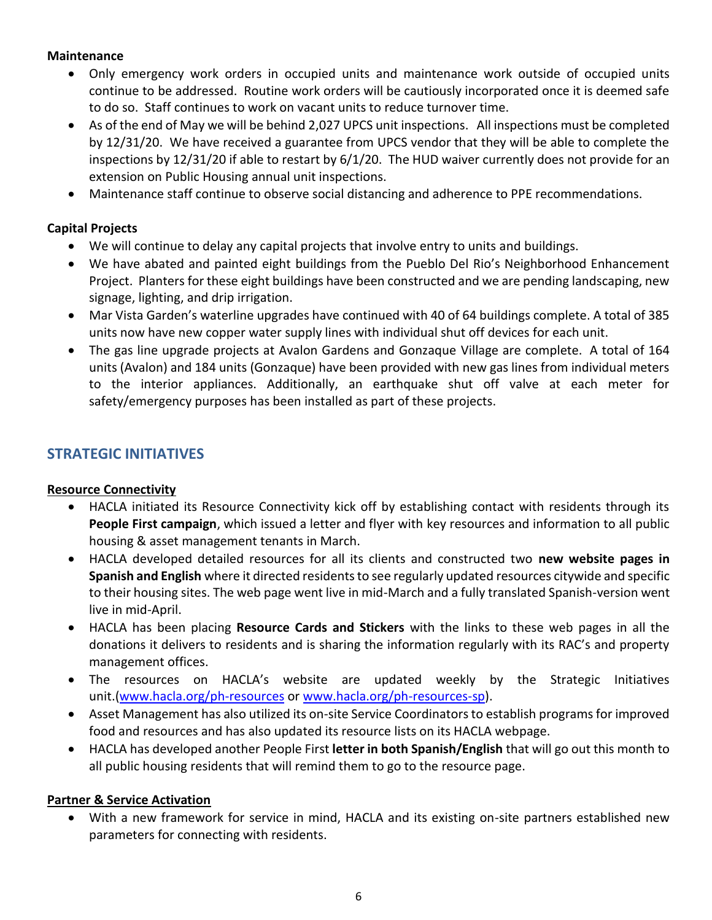**Maintenance**

- Only emergency work orders in occupied units and maintenance work outside of occupied units continue to be addressed. Routine work orders will be cautiously incorporated once it is deemed safe to do so. Staff continues to work on vacant units to reduce turnover time.
- As of the end of May we will be behind 2,027 UPCS unit inspections. All inspections must be completed by 12/31/20. We have received a guarantee from UPCS vendor that they will be able to complete the inspections by 12/31/20 if able to restart by 6/1/20. The HUD waiver currently does not provide for an extension on Public Housing annual unit inspections.
- Maintenance staff continue to observe social distancing and adherence to PPE recommendations.

**Capital Projects**

- We will continue to delay any capital projects that involve entry to units and buildings.
- We have abated and painted eight buildings from the Pueblo Del Rio's Neighborhood Enhancement Project. Planters for these eight buildings have been constructed and we are pending landscaping, new signage, lighting, and drip irrigation.
- Mar Vista Garden's waterline upgrades have continued with 40 of 64 buildings complete. A total of 385 units now have new copper water supply lines with individual shut off devices for each unit.
- The gas line upgrade projects at Avalon Gardens and Gonzaque Village are complete. A total of 164 units (Avalon) and 184 units (Gonzaque) have been provided with new gas lines from individual meters to the interior appliances. Additionally, an earthquake shut off valve at each meter for safety/emergency purposes has been installed as part of these projects.

## STRATEGIC INITIATIVES

**Resource Connectivity**

- HACLA initiated its Resource Connectivity kick off by establishing contact with residents through its **People First campaign**, which issued a letter and flyer with key resources and information to all public housing & asset management tenants in March.
- HACLA developed detailed resources for all its clients and constructed two **new website pages in Spanish and English** where it directed residents to see regularly updated resources citywide and specific to their housing sites. The web page went live in mid-March and a fully translated Spanish-version went live in mid-April.
- HACLA has been placing **Resource Cards and Stickers** with the links to these web pages in all the donations it delivers to residents and is sharing the information regularly with its RAC's and property management offices.
- The resources on HACLA's website are updated weekly by the Strategic Initiatives unit.([www.hacla.org/ph-resources](http://www.hacla.org/ph-resources) or [www.hacla.org/ph-resources-sp](http://www.hacla.org/ph-resources-sp)).
- Asset Management has also utilized its on-site Service Coordinators to establish programs for improved food and resources and has also updated its resource lists on its HACLA webpage.
- HACLA has developed another People First **letter in both Spanish/English** that will go out this month to all public housing residents that will remind them to go to the resource page.

**Partner & Service Activation**

- With a new framework for service in mind, HACLA and its existing on-site partners established new parameters for connecting with residents.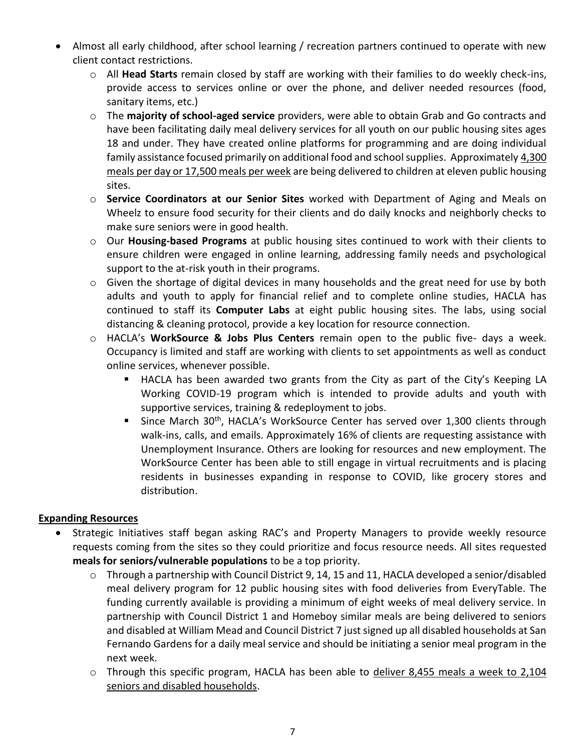- Almost all early childhood, after school learning / recreation partners continued to operate with new client contact restrictions.
  - All **Head Starts** remain closed by staff are working with their families to do weekly check-ins, provide access to services online or over the phone, and deliver needed resources (food, sanitary items, etc.)
  - The **majority of school-aged service** providers, were able to obtain Grab and Go contracts and have been facilitating daily meal delivery services for all youth on our public housing sites ages 18 and under. They have created online platforms for programming and are doing individual family assistance focused primarily on additional food and school supplies. Approximately <u>4,300 meals per day or 17,500 meals per week</u> are being delivered to children at eleven public housing sites.
  - **Service Coordinators at our Senior Sites** worked with Department of Aging and Meals on Wheelz to ensure food security for their clients and do daily knocks and neighborly checks to make sure seniors were in good health.
  - Our **Housing-based Programs** at public housing sites continued to work with their clients to ensure children were engaged in online learning, addressing family needs and psychological support to the at-risk youth in their programs.
  - Given the shortage of digital devices in many households and the great need for use by both adults and youth to apply for financial relief and to complete online studies, HACLA has continued to staff its **Computer Labs** at eight public housing sites. The labs, using social distancing & cleaning protocol, provide a key location for resource connection.
  - HACLA's **WorkSource & Jobs Plus Centers** remain open to the public five- days a week. Occupancy is limited and staff are working with clients to set appointments as well as conduct online services, whenever possible.
    - HACLA has been awarded two grants from the City as part of the City's Keeping LA Working COVID-19 program which is intended to provide adults and youth with supportive services, training & redeployment to jobs.
    - Since March 30th, HACLA's WorkSource Center has served over 1,300 clients through walk-ins, calls, and emails. Approximately 16% of clients are requesting assistance with Unemployment Insurance. Others are looking for resources and new employment. The WorkSource Center has been able to still engage in virtual recruitments and is placing residents in businesses expanding in response to COVID, like grocery stores and distribution.

**<u>Expanding Resources</u>**

- Strategic Initiatives staff began asking RAC's and Property Managers to provide weekly resource requests coming from the sites so they could prioritize and focus resource needs. All sites requested **meals for seniors/vulnerable populations** to be a top priority.
  - Through a partnership with Council District 9, 14, 15 and 11, HACLA developed a senior/disabled meal delivery program for 12 public housing sites with food deliveries from EveryTable. The funding currently available is providing a minimum of eight weeks of meal delivery service. In partnership with Council District 1 and Homeboy similar meals are being delivered to seniors and disabled at William Mead and Council District 7 just signed up all disabled households at San Fernando Gardens for a daily meal service and should be initiating a senior meal program in the next week.
  - Through this specific program, HACLA has been able to <u>deliver 8,455 meals a week to 2,104 seniors and disabled households</u>.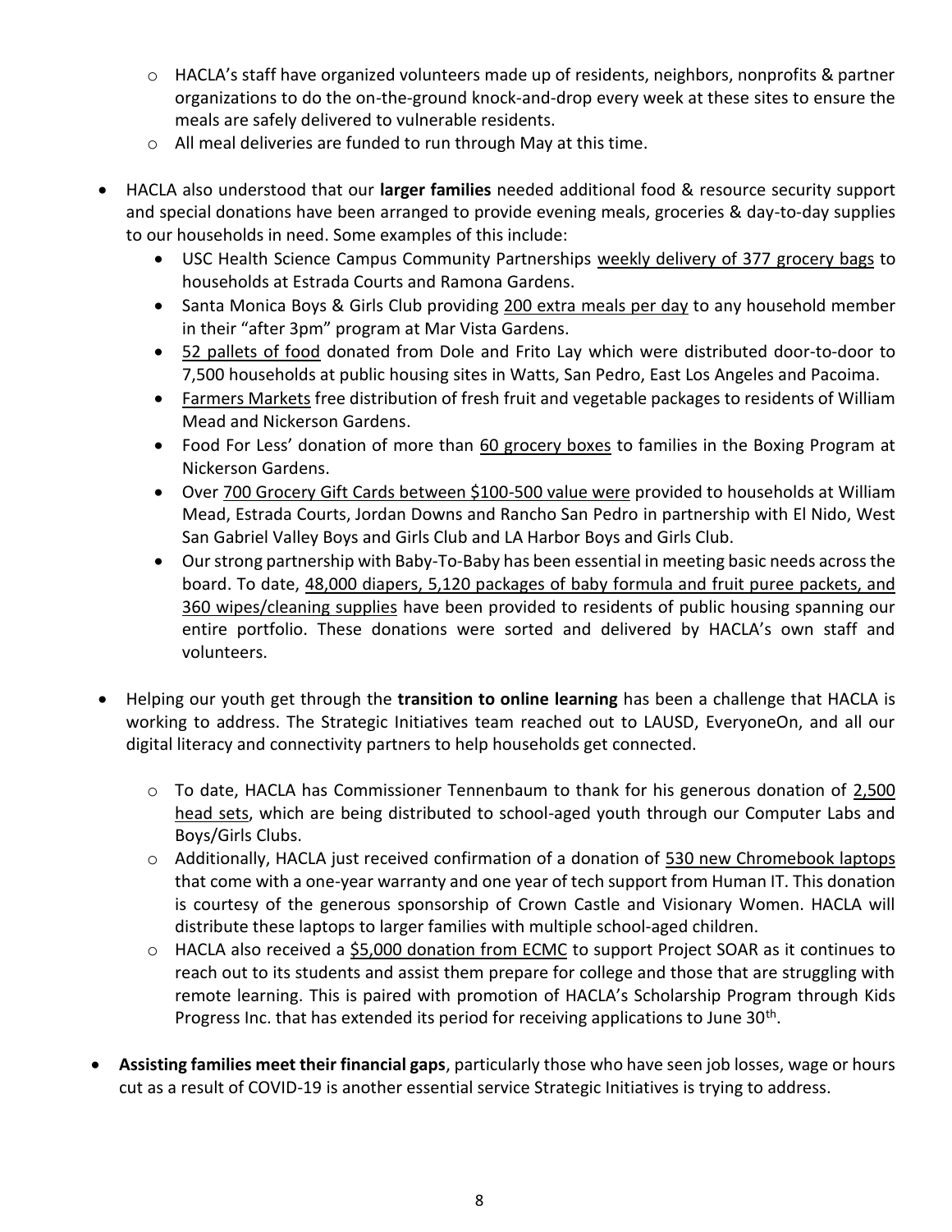- HACLA's staff have organized volunteers made up of residents, neighbors, nonprofits & partner organizations to do the on-the-ground knock-and-drop every week at these sites to ensure the meals are safely delivered to vulnerable residents.
  - All meal deliveries are funded to run through May at this time.

- HACLA also understood that our **larger families** needed additional food & resource security support and special donations have been arranged to provide evening meals, groceries & day-to-day supplies to our households in need. Some examples of this include:
  - USC Health Science Campus Community Partnerships weekly delivery of 377 grocery bags to households at Estrada Courts and Ramona Gardens.
  - Santa Monica Boys & Girls Club providing 200 extra meals per day to any household member in their "after 3pm" program at Mar Vista Gardens.
  - 52 pallets of food donated from Dole and Frito Lay which were distributed door-to-door to 7,500 households at public housing sites in Watts, San Pedro, East Los Angeles and Pacoima.
  - Farmers Markets free distribution of fresh fruit and vegetable packages to residents of William Mead and Nickerson Gardens.
  - Food For Less' donation of more than 60 grocery boxes to families in the Boxing Program at Nickerson Gardens.
  - Over 700 Grocery Gift Cards between $100-500 value were provided to households at William Mead, Estrada Courts, Jordan Downs and Rancho San Pedro in partnership with El Nido, West San Gabriel Valley Boys and Girls Club and LA Harbor Boys and Girls Club.
  - Our strong partnership with Baby-To-Baby has been essential in meeting basic needs across the board. To date, 48,000 diapers, 5,120 packages of baby formula and fruit puree packets, and 360 wipes/cleaning supplies have been provided to residents of public housing spanning our entire portfolio. These donations were sorted and delivered by HACLA's own staff and volunteers.

- Helping our youth get through the **transition to online learning** has been a challenge that HACLA is working to address. The Strategic Initiatives team reached out to LAUSD, EveryoneOn, and all our digital literacy and connectivity partners to help households get connected.

  - To date, HACLA has Commissioner Tennenbaum to thank for his generous donation of 2,500 head sets, which are being distributed to school-aged youth through our Computer Labs and Boys/Girls Clubs.
  - Additionally, HACLA just received confirmation of a donation of 530 new Chromebook laptops that come with a one-year warranty and one year of tech support from Human IT. This donation is courtesy of the generous sponsorship of Crown Castle and Visionary Women. HACLA will distribute these laptops to larger families with multiple school-aged children.
  - HACLA also received a $5,000 donation from ECMC to support Project SOAR as it continues to reach out to its students and assist them prepare for college and those that are struggling with remote learning. This is paired with promotion of HACLA's Scholarship Program through Kids Progress Inc. that has extended its period for receiving applications to June 30th.

- **Assisting families meet their financial gaps**, particularly those who have seen job losses, wage or hours cut as a result of COVID-19 is another essential service Strategic Initiatives is trying to address.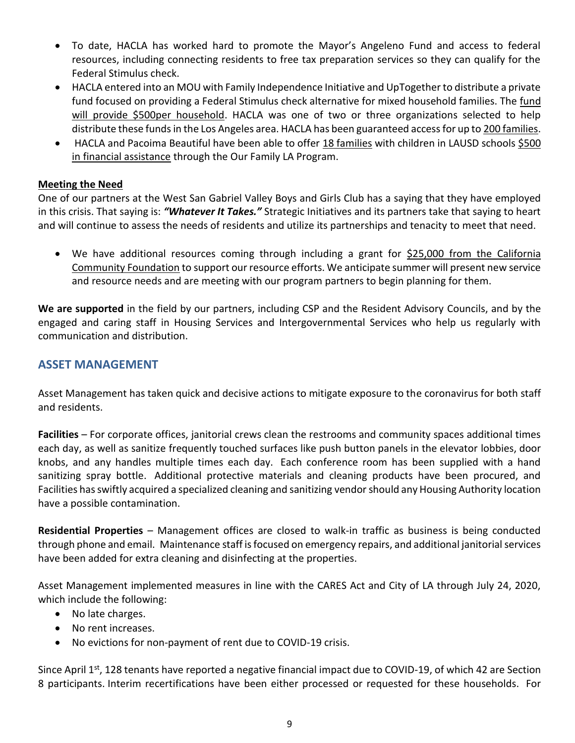- To date, HACLA has worked hard to promote the Mayor's Angeleno Fund and access to federal resources, including connecting residents to free tax preparation services so they can qualify for the Federal Stimulus check.
- HACLA entered into an MOU with Family Independence Initiative and UpTogether to distribute a private fund focused on providing a Federal Stimulus check alternative for mixed household families. The fund will provide $500per household. HACLA was one of two or three organizations selected to help distribute these funds in the Los Angeles area. HACLA has been guaranteed access for up to 200 families.
- HACLA and Pacoima Beautiful have been able to offer 18 families with children in LAUSD schools $500 in financial assistance through the Our Family LA Program.

**Meeting the Need**

One of our partners at the West San Gabriel Valley Boys and Girls Club has a saying that they have employed in this crisis. That saying is: ***"Whatever It Takes."*** Strategic Initiatives and its partners take that saying to heart and will continue to assess the needs of residents and utilize its partnerships and tenacity to meet that need.

- We have additional resources coming through including a grant for $25,000 from the California Community Foundation to support our resource efforts. We anticipate summer will present new service and resource needs and are meeting with our program partners to begin planning for them.

**We are supported** in the field by our partners, including CSP and the Resident Advisory Councils, and by the engaged and caring staff in Housing Services and Intergovernmental Services who help us regularly with communication and distribution.

## ASSET MANAGEMENT

Asset Management has taken quick and decisive actions to mitigate exposure to the coronavirus for both staff and residents.

**Facilities** – For corporate offices, janitorial crews clean the restrooms and community spaces additional times each day, as well as sanitize frequently touched surfaces like push button panels in the elevator lobbies, door knobs, and any handles multiple times each day. Each conference room has been supplied with a hand sanitizing spray bottle. Additional protective materials and cleaning products have been procured, and Facilities has swiftly acquired a specialized cleaning and sanitizing vendor should any Housing Authority location have a possible contamination.

**Residential Properties** – Management offices are closed to walk-in traffic as business is being conducted through phone and email. Maintenance staff is focused on emergency repairs, and additional janitorial services have been added for extra cleaning and disinfecting at the properties.

Asset Management implemented measures in line with the CARES Act and City of LA through July 24, 2020, which include the following:

- No late charges.
- No rent increases.
- No evictions for non-payment of rent due to COVID-19 crisis.

Since April 1st, 128 tenants have reported a negative financial impact due to COVID-19, of which 42 are Section 8 participants. Interim recertifications have been either processed or requested for these households. For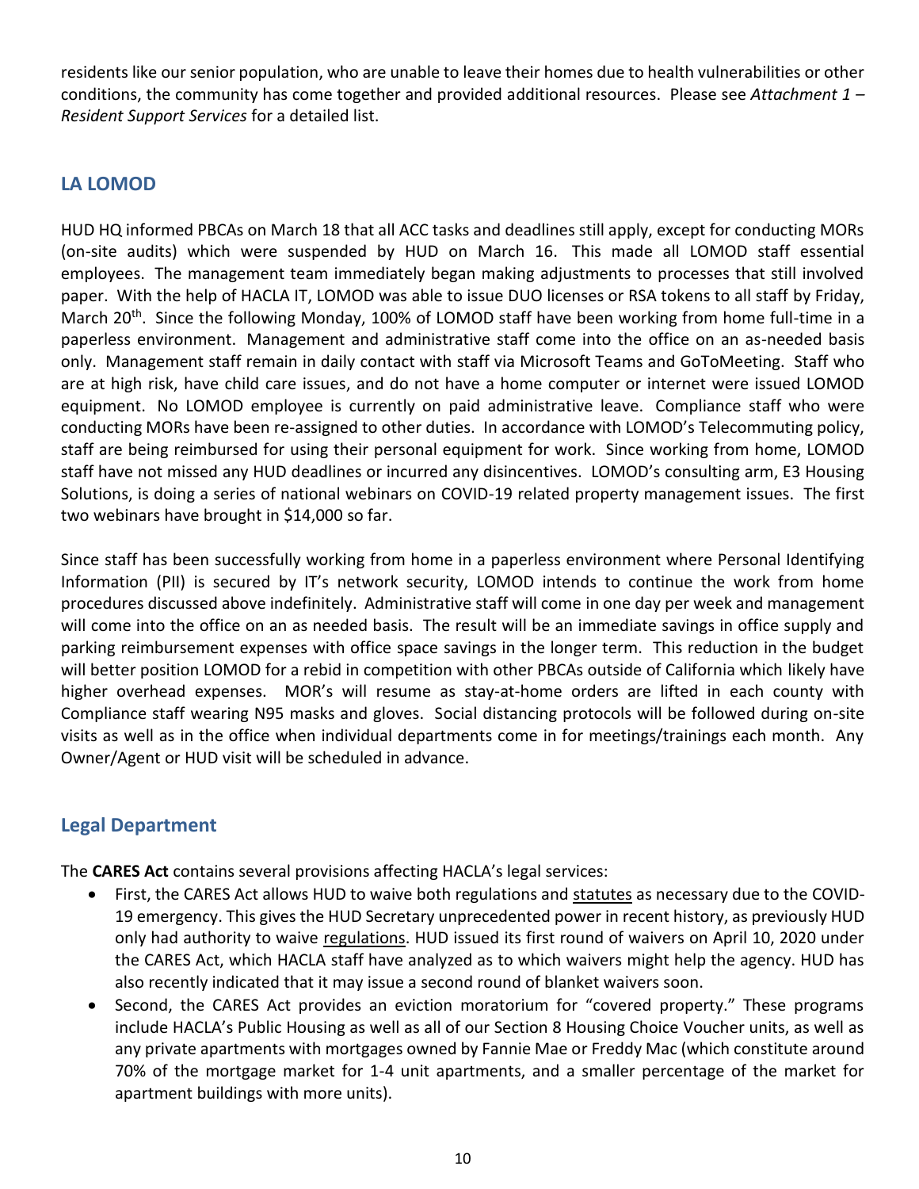residents like our senior population, who are unable to leave their homes due to health vulnerabilities or other conditions, the community has come together and provided additional resources. Please see *Attachment 1 – Resident Support Services* for a detailed list.

## LA LOMOD

HUD HQ informed PBCAs on March 18 that all ACC tasks and deadlines still apply, except for conducting MORs (on-site audits) which were suspended by HUD on March 16. This made all LOMOD staff essential employees. The management team immediately began making adjustments to processes that still involved paper. With the help of HACLA IT, LOMOD was able to issue DUO licenses or RSA tokens to all staff by Friday, March 20th. Since the following Monday, 100% of LOMOD staff have been working from home full-time in a paperless environment. Management and administrative staff come into the office on an as-needed basis only. Management staff remain in daily contact with staff via Microsoft Teams and GoToMeeting. Staff who are at high risk, have child care issues, and do not have a home computer or internet were issued LOMOD equipment. No LOMOD employee is currently on paid administrative leave. Compliance staff who were conducting MORs have been re-assigned to other duties. In accordance with LOMOD's Telecommuting policy, staff are being reimbursed for using their personal equipment for work. Since working from home, LOMOD staff have not missed any HUD deadlines or incurred any disincentives. LOMOD's consulting arm, E3 Housing Solutions, is doing a series of national webinars on COVID-19 related property management issues. The first two webinars have brought in $14,000 so far.

Since staff has been successfully working from home in a paperless environment where Personal Identifying Information (PII) is secured by IT's network security, LOMOD intends to continue the work from home procedures discussed above indefinitely. Administrative staff will come in one day per week and management will come into the office on an as needed basis. The result will be an immediate savings in office supply and parking reimbursement expenses with office space savings in the longer term. This reduction in the budget will better position LOMOD for a rebid in competition with other PBCAs outside of California which likely have higher overhead expenses. MOR's will resume as stay-at-home orders are lifted in each county with Compliance staff wearing N95 masks and gloves. Social distancing protocols will be followed during on-site visits as well as in the office when individual departments come in for meetings/trainings each month. Any Owner/Agent or HUD visit will be scheduled in advance.

## Legal Department

The **CARES Act** contains several provisions affecting HACLA's legal services:

- First, the CARES Act allows HUD to waive both regulations and <u>statutes</u> as necessary due to the COVID-19 emergency. This gives the HUD Secretary unprecedented power in recent history, as previously HUD only had authority to waive <u>regulations</u>. HUD issued its first round of waivers on April 10, 2020 under the CARES Act, which HACLA staff have analyzed as to which waivers might help the agency. HUD has also recently indicated that it may issue a second round of blanket waivers soon.
- Second, the CARES Act provides an eviction moratorium for "covered property." These programs include HACLA's Public Housing as well as all of our Section 8 Housing Choice Voucher units, as well as any private apartments with mortgages owned by Fannie Mae or Freddy Mac (which constitute around 70% of the mortgage market for 1-4 unit apartments, and a smaller percentage of the market for apartment buildings with more units).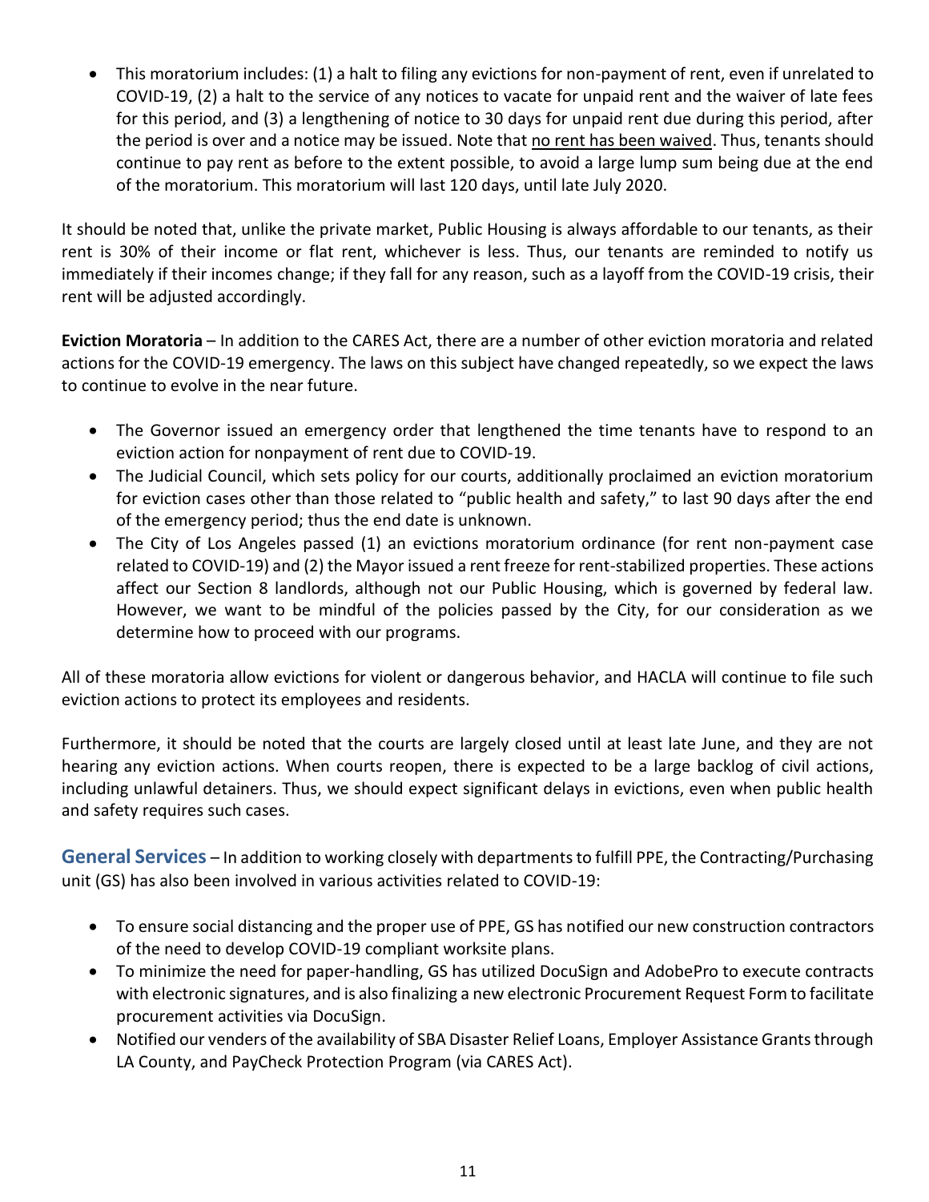- This moratorium includes: (1) a halt to filing any evictions for non-payment of rent, even if unrelated to COVID-19, (2) a halt to the service of any notices to vacate for unpaid rent and the waiver of late fees for this period, and (3) a lengthening of notice to 30 days for unpaid rent due during this period, after the period is over and a notice may be issued. Note that <u>no rent has been waived</u>. Thus, tenants should continue to pay rent as before to the extent possible, to avoid a large lump sum being due at the end of the moratorium. This moratorium will last 120 days, until late July 2020.

It should be noted that, unlike the private market, Public Housing is always affordable to our tenants, as their rent is 30% of their income or flat rent, whichever is less. Thus, our tenants are reminded to notify us immediately if their incomes change; if they fall for any reason, such as a layoff from the COVID-19 crisis, their rent will be adjusted accordingly.

**Eviction Moratoria** – In addition to the CARES Act, there are a number of other eviction moratoria and related actions for the COVID-19 emergency. The laws on this subject have changed repeatedly, so we expect the laws to continue to evolve in the near future.

- The Governor issued an emergency order that lengthened the time tenants have to respond to an eviction action for nonpayment of rent due to COVID-19.
- The Judicial Council, which sets policy for our courts, additionally proclaimed an eviction moratorium for eviction cases other than those related to "public health and safety," to last 90 days after the end of the emergency period; thus the end date is unknown.
- The City of Los Angeles passed (1) an evictions moratorium ordinance (for rent non-payment case related to COVID-19) and (2) the Mayor issued a rent freeze for rent-stabilized properties. These actions affect our Section 8 landlords, although not our Public Housing, which is governed by federal law. However, we want to be mindful of the policies passed by the City, for our consideration as we determine how to proceed with our programs.

All of these moratoria allow evictions for violent or dangerous behavior, and HACLA will continue to file such eviction actions to protect its employees and residents.

Furthermore, it should be noted that the courts are largely closed until at least late June, and they are not hearing any eviction actions. When courts reopen, there is expected to be a large backlog of civil actions, including unlawful detainers. Thus, we should expect significant delays in evictions, even when public health and safety requires such cases.

**General Services** – In addition to working closely with departments to fulfill PPE, the Contracting/Purchasing unit (GS) has also been involved in various activities related to COVID-19:

- To ensure social distancing and the proper use of PPE, GS has notified our new construction contractors of the need to develop COVID-19 compliant worksite plans.
- To minimize the need for paper-handling, GS has utilized DocuSign and AdobePro to execute contracts with electronic signatures, and is also finalizing a new electronic Procurement Request Form to facilitate procurement activities via DocuSign.
- Notified our venders of the availability of SBA Disaster Relief Loans, Employer Assistance Grants through LA County, and PayCheck Protection Program (via CARES Act).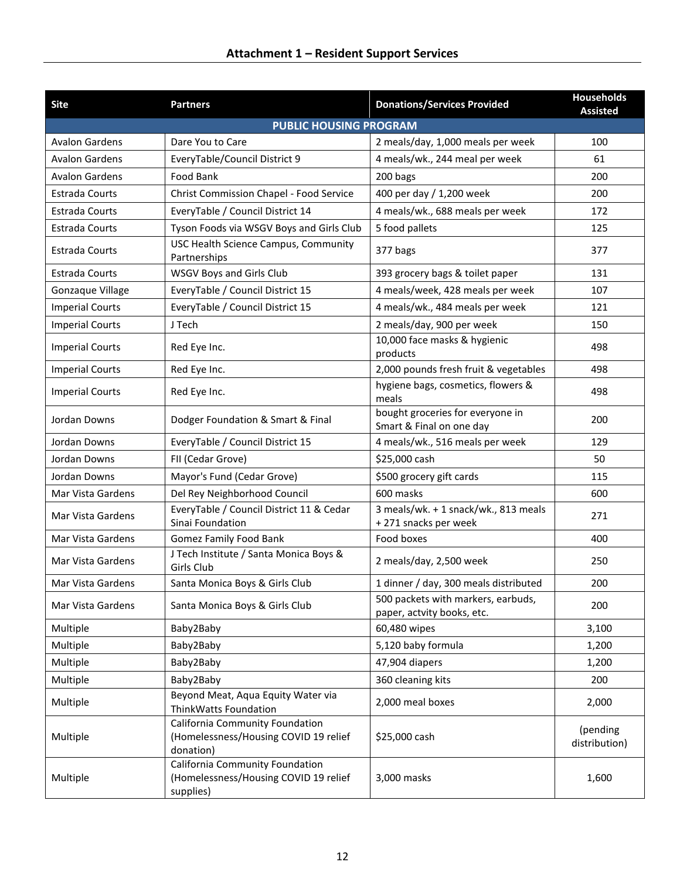## Attachment 1 – Resident Support Services

| Site | Partners | Donations/Services Provided | Households Assisted |
|---|---|---|---|
| **PUBLIC HOUSING PROGRAM** | | | |
| Avalon Gardens | Dare You to Care | 2 meals/day, 1,000 meals per week | 100 |
| Avalon Gardens | EveryTable/Council District 9 | 4 meals/wk., 244 meal per week | 61 |
| Avalon Gardens | Food Bank | 200 bags | 200 |
| Estrada Courts | Christ Commission Chapel - Food Service | 400 per day / 1,200 week | 200 |
| Estrada Courts | EveryTable / Council District 14 | 4 meals/wk., 688 meals per week | 172 |
| Estrada Courts | Tyson Foods via WSGV Boys and Girls Club | 5 food pallets | 125 |
| Estrada Courts | USC Health Science Campus, Community Partnerships | 377 bags | 377 |
| Estrada Courts | WSGV Boys and Girls Club | 393 grocery bags & toilet paper | 131 |
| Gonzaque Village | EveryTable / Council District 15 | 4 meals/week, 428 meals per week | 107 |
| Imperial Courts | EveryTable / Council District 15 | 4 meals/wk., 484 meals per week | 121 |
| Imperial Courts | J Tech | 2 meals/day, 900 per week | 150 |
| Imperial Courts | Red Eye Inc. | 10,000 face masks & hygienic products | 498 |
| Imperial Courts | Red Eye Inc. | 2,000 pounds fresh fruit & vegetables | 498 |
| Imperial Courts | Red Eye Inc. | hygiene bags, cosmetics, flowers & meals | 498 |
| Jordan Downs | Dodger Foundation & Smart & Final | bought groceries for everyone in Smart & Final on one day | 200 |
| Jordan Downs | EveryTable / Council District 15 | 4 meals/wk., 516 meals per week | 129 |
| Jordan Downs | FII (Cedar Grove) | $25,000 cash | 50 |
| Jordan Downs | Mayor's Fund (Cedar Grove) | $500 grocery gift cards | 115 |
| Mar Vista Gardens | Del Rey Neighborhood Council | 600 masks | 600 |
| Mar Vista Gardens | EveryTable / Council District 11 & Cedar Sinai Foundation | 3 meals/wk. + 1 snack/wk., 813 meals + 271 snacks per week | 271 |
| Mar Vista Gardens | Gomez Family Food Bank | Food boxes | 400 |
| Mar Vista Gardens | J Tech Institute / Santa Monica Boys & Girls Club | 2 meals/day, 2,500 week | 250 |
| Mar Vista Gardens | Santa Monica Boys & Girls Club | 1 dinner / day, 300 meals distributed | 200 |
| Mar Vista Gardens | Santa Monica Boys & Girls Club | 500 packets with markers, earbuds, paper, actvity books, etc. | 200 |
| Multiple | Baby2Baby | 60,480 wipes | 3,100 |
| Multiple | Baby2Baby | 5,120 baby formula | 1,200 |
| Multiple | Baby2Baby | 47,904 diapers | 1,200 |
| Multiple | Baby2Baby | 360 cleaning kits | 200 |
| Multiple | Beyond Meat, Aqua Equity Water via ThinkWatts Foundation | 2,000 meal boxes | 2,000 |
| Multiple | California Community Foundation (Homelessness/Housing COVID 19 relief donation) | $25,000 cash | (pending distribution) |
| Multiple | California Community Foundation (Homelessness/Housing COVID 19 relief supplies) | 3,000 masks | 1,600 |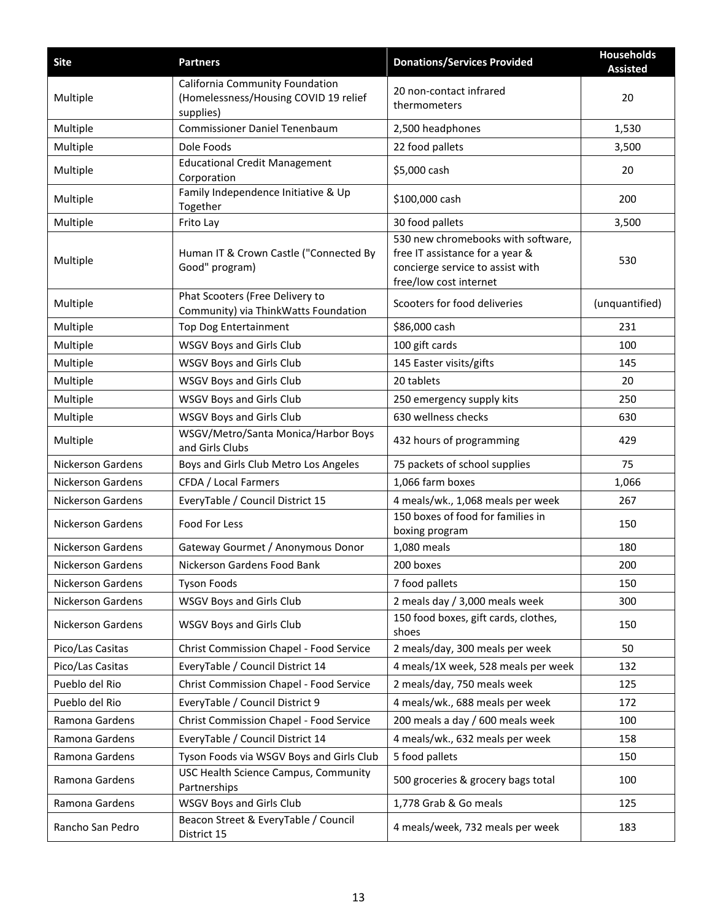| Site | Partners | Donations/Services Provided | Households Assisted |
|---|---|---|---|
| Multiple | California Community Foundation (Homelessness/Housing COVID 19 relief supplies) | 20 non-contact infrared thermometers | 20 |
| Multiple | Commissioner Daniel Tenenbaum | 2,500 headphones | 1,530 |
| Multiple | Dole Foods | 22 food pallets | 3,500 |
| Multiple | Educational Credit Management Corporation | $5,000 cash | 20 |
| Multiple | Family Independence Initiative & Up Together | $100,000 cash | 200 |
| Multiple | Frito Lay | 30 food pallets | 3,500 |
| Multiple | Human IT & Crown Castle ("Connected By Good" program) | 530 new chromebooks with software, free IT assistance for a year & concierge service to assist with free/low cost internet | 530 |
| Multiple | Phat Scooters (Free Delivery to Community) via ThinkWatts Foundation | Scooters for food deliveries | (unquantified) |
| Multiple | Top Dog Entertainment | $86,000 cash | 231 |
| Multiple | WSGV Boys and Girls Club | 100 gift cards | 100 |
| Multiple | WSGV Boys and Girls Club | 145 Easter visits/gifts | 145 |
| Multiple | WSGV Boys and Girls Club | 20 tablets | 20 |
| Multiple | WSGV Boys and Girls Club | 250 emergency supply kits | 250 |
| Multiple | WSGV Boys and Girls Club | 630 wellness checks | 630 |
| Multiple | WSGV/Metro/Santa Monica/Harbor Boys and Girls Clubs | 432 hours of programming | 429 |
| Nickerson Gardens | Boys and Girls Club Metro Los Angeles | 75 packets of school supplies | 75 |
| Nickerson Gardens | CFDA / Local Farmers | 1,066 farm boxes | 1,066 |
| Nickerson Gardens | EveryTable / Council District 15 | 4 meals/wk., 1,068 meals per week | 267 |
| Nickerson Gardens | Food For Less | 150 boxes of food for families in boxing program | 150 |
| Nickerson Gardens | Gateway Gourmet / Anonymous Donor | 1,080 meals | 180 |
| Nickerson Gardens | Nickerson Gardens Food Bank | 200 boxes | 200 |
| Nickerson Gardens | Tyson Foods | 7 food pallets | 150 |
| Nickerson Gardens | WSGV Boys and Girls Club | 2 meals day / 3,000 meals week | 300 |
| Nickerson Gardens | WSGV Boys and Girls Club | 150 food boxes, gift cards, clothes, shoes | 150 |
| Pico/Las Casitas | Christ Commission Chapel - Food Service | 2 meals/day, 300 meals per week | 50 |
| Pico/Las Casitas | EveryTable / Council District 14 | 4 meals/1X week, 528 meals per week | 132 |
| Pueblo del Rio | Christ Commission Chapel - Food Service | 2 meals/day, 750 meals week | 125 |
| Pueblo del Rio | EveryTable / Council District 9 | 4 meals/wk., 688 meals per week | 172 |
| Ramona Gardens | Christ Commission Chapel - Food Service | 200 meals a day / 600 meals week | 100 |
| Ramona Gardens | EveryTable / Council District 14 | 4 meals/wk., 632 meals per week | 158 |
| Ramona Gardens | Tyson Foods via WSGV Boys and Girls Club | 5 food pallets | 150 |
| Ramona Gardens | USC Health Science Campus, Community Partnerships | 500 groceries & grocery bags total | 100 |
| Ramona Gardens | WSGV Boys and Girls Club | 1,778 Grab & Go meals | 125 |
| Rancho San Pedro | Beacon Street & EveryTable / Council District 15 | 4 meals/week, 732 meals per week | 183 |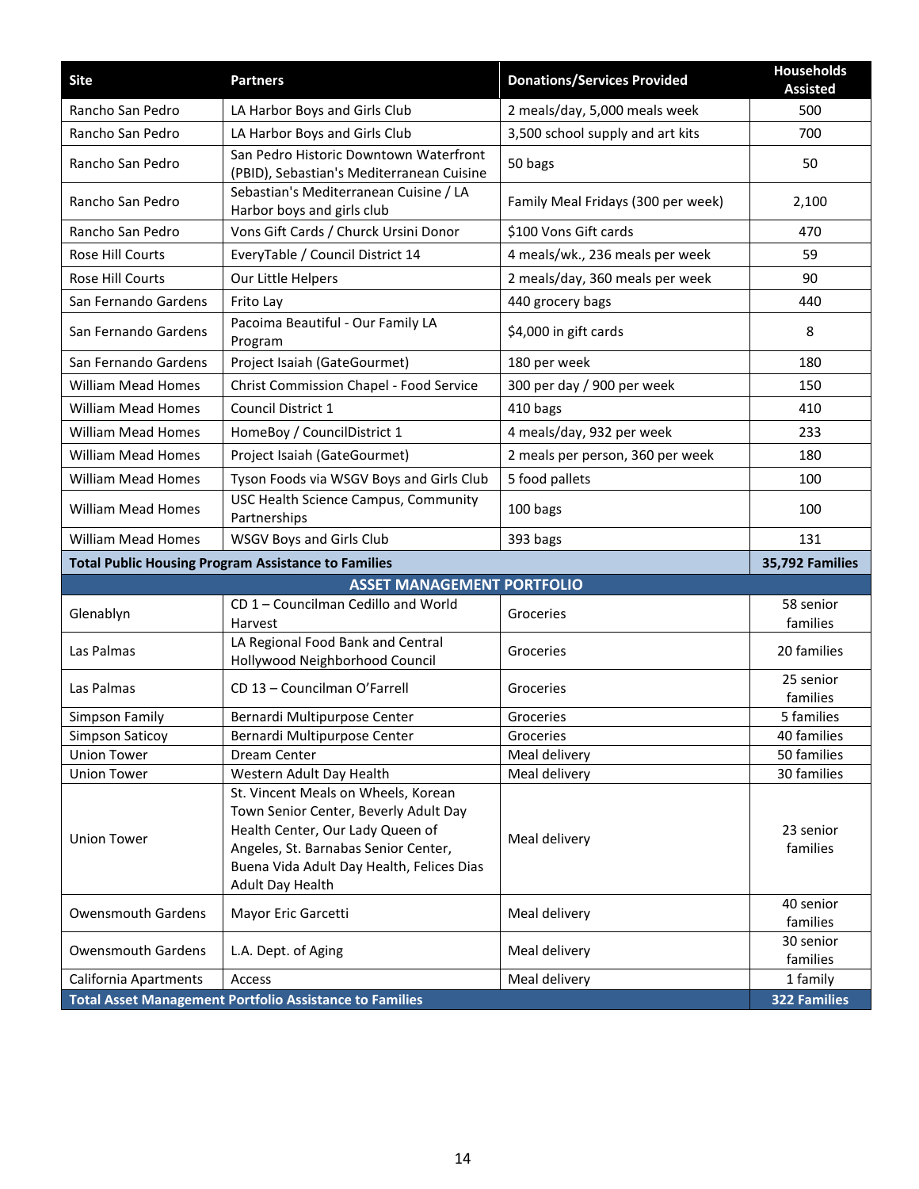| Site | Partners | Donations/Services Provided | Households Assisted |
|---|---|---|---|
| Rancho San Pedro | LA Harbor Boys and Girls Club | 2 meals/day, 5,000 meals week | 500 |
| Rancho San Pedro | LA Harbor Boys and Girls Club | 3,500 school supply and art kits | 700 |
| Rancho San Pedro | San Pedro Historic Downtown Waterfront (PBID), Sebastian's Mediterranean Cuisine | 50 bags | 50 |
| Rancho San Pedro | Sebastian's Mediterranean Cuisine / LA Harbor boys and girls club | Family Meal Fridays (300 per week) | 2,100 |
| Rancho San Pedro | Vons Gift Cards / Churck Ursini Donor | $100 Vons Gift cards | 470 |
| Rose Hill Courts | EveryTable / Council District 14 | 4 meals/wk., 236 meals per week | 59 |
| Rose Hill Courts | Our Little Helpers | 2 meals/day, 360 meals per week | 90 |
| San Fernando Gardens | Frito Lay | 440 grocery bags | 440 |
| San Fernando Gardens | Pacoima Beautiful - Our Family LA Program | $4,000 in gift cards | 8 |
| San Fernando Gardens | Project Isaiah (GateGourmet) | 180 per week | 180 |
| William Mead Homes | Christ Commission Chapel - Food Service | 300 per day / 900 per week | 150 |
| William Mead Homes | Council District 1 | 410 bags | 410 |
| William Mead Homes | HomeBoy / CouncilDistrict 1 | 4 meals/day, 932 per week | 233 |
| William Mead Homes | Project Isaiah (GateGourmet) | 2 meals per person, 360 per week | 180 |
| William Mead Homes | Tyson Foods via WSGV Boys and Girls Club | 5 food pallets | 100 |
| William Mead Homes | USC Health Science Campus, Community Partnerships | 100 bags | 100 |
| William Mead Homes | WSGV Boys and Girls Club | 393 bags | 131 |
| **Total Public Housing Program Assistance to Families** | | | **35,792 Families** |
| **ASSET MANAGEMENT PORTFOLIO** | | | |
| Glenablyn | CD 1 – Councilman Cedillo and World Harvest | Groceries | 58 senior families |
| Las Palmas | LA Regional Food Bank and Central Hollywood Neighborhood Council | Groceries | 20 families |
| Las Palmas | CD 13 – Councilman O'Farrell | Groceries | 25 senior families |
| Simpson Family | Bernardi Multipurpose Center | Groceries | 5 families |
| Simpson Saticoy | Bernardi Multipurpose Center | Groceries | 40 families |
| Union Tower | Dream Center | Meal delivery | 50 families |
| Union Tower | Western Adult Day Health | Meal delivery | 30 families |
| Union Tower | St. Vincent Meals on Wheels, Korean Town Senior Center, Beverly Adult Day Health Center, Our Lady Queen of Angeles, St. Barnabas Senior Center, Buena Vida Adult Day Health, Felices Dias Adult Day Health | Meal delivery | 23 senior families |
| Owensmouth Gardens | Mayor Eric Garcetti | Meal delivery | 40 senior families |
| Owensmouth Gardens | L.A. Dept. of Aging | Meal delivery | 30 senior families |
| California Apartments | Access | Meal delivery | 1 family |
| **Total Asset Management Portfolio Assistance to Families** | | | **322 Families** |